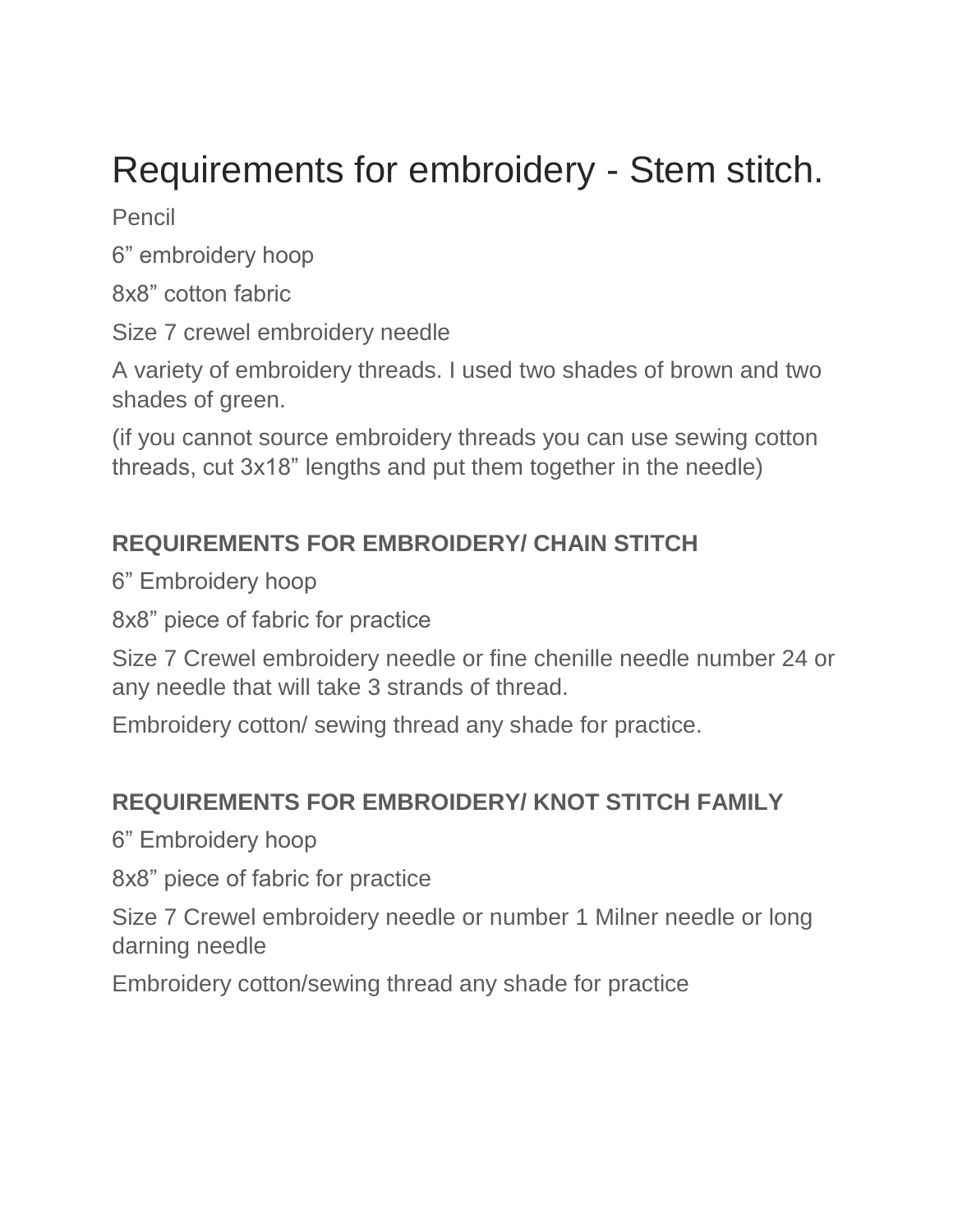# Requirements for embroidery - Stem stitch.

Pencil

6” embroidery hoop

8x8” cotton fabric

Size 7 crewel embroidery needle

A variety of embroidery threads. I used two shades of brown and two shades of green.

(if you cannot source embroidery threads you can use sewing cotton threads, cut 3x18” lengths and put them together in the needle)

## REQUIREMENTS FOR EMBROIDERY/ CHAIN STITCH

6” Embroidery hoop

8x8” piece of fabric for practice

Size 7 Crewel embroidery needle or fine chenille needle number 24 or any needle that will take 3 strands of thread.

Embroidery cotton/ sewing thread any shade for practice.

## REQUIREMENTS FOR EMBROIDERY/ KNOT STITCH FAMILY

6” Embroidery hoop

8x8” piece of fabric for practice

Size 7 Crewel embroidery needle or number 1 Milner needle or long darning needle

Embroidery cotton/sewing thread any shade for practice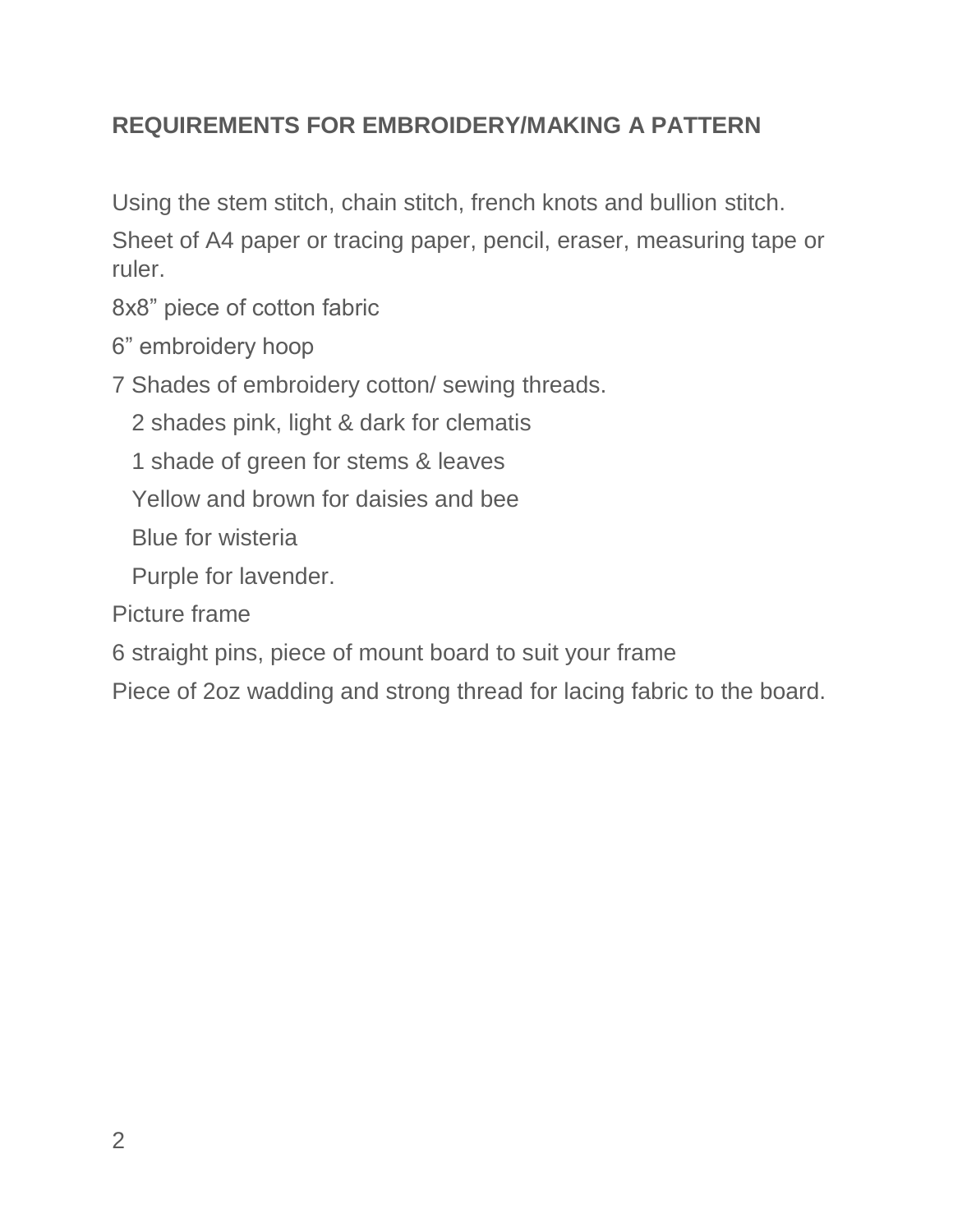## REQUIREMENTS FOR EMBROIDERY/MAKING A PATTERN

Using the stem stitch, chain stitch, french knots and bullion stitch.

Sheet of A4 paper or tracing paper, pencil, eraser, measuring tape or ruler.

8x8" piece of cotton fabric

6" embroidery hoop

7 Shades of embroidery cotton/ sewing threads.

- 2 shades pink, light & dark for clematis
- 1 shade of green for stems & leaves
- Yellow and brown for daisies and bee
- Blue for wisteria
- Purple for lavender.

Picture frame

6 straight pins, piece of mount board to suit your frame

Piece of 2oz wadding and strong thread for lacing fabric to the board.